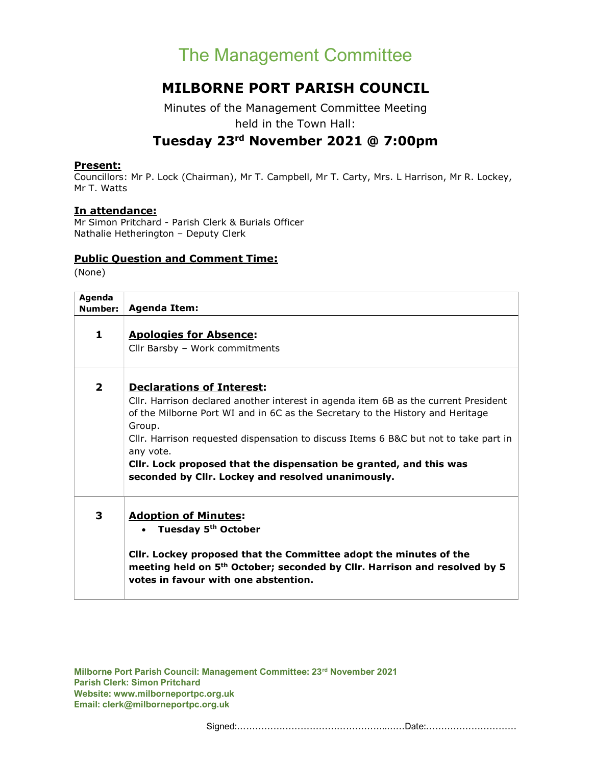# The Management Committee

## MILBORNE PORT PARISH COUNCIL

Minutes of the Management Committee Meeting
held in the Town Hall:

### Tuesday 23rd November 2021 @ 7:00pm

**Present:**
Councillors: Mr P. Lock (Chairman), Mr T. Campbell, Mr T. Carty, Mrs. L Harrison, Mr R. Lockey, Mr T. Watts

**In attendance:**
Mr Simon Pritchard - Parish Clerk & Burials Officer
Nathalie Hetherington – Deputy Clerk

**Public Question and Comment Time:**
(None)

| Agenda Number: | Agenda Item: |
|---|---|
| **1** | **Apologies for Absence:**<br>Cllr Barsby – Work commitments |
| **2** | **Declarations of Interest:**<br>Cllr. Harrison declared another interest in agenda item 6B as the current President of the Milborne Port WI and in 6C as the Secretary to the History and Heritage Group.<br>Cllr. Harrison requested dispensation to discuss Items 6 B&C but not to take part in any vote.<br>**Cllr. Lock proposed that the dispensation be granted, and this was seconded by Cllr. Lockey and resolved unanimously.** |
| **3** | **Adoption of Minutes:**<br>• **Tuesday 5th October**<br><br>**Cllr. Lockey proposed that the Committee adopt the minutes of the meeting held on 5th October; seconded by Cllr. Harrison and resolved by 5 votes in favour with one abstention.** |

Signed:………………………………………………Date:…………………………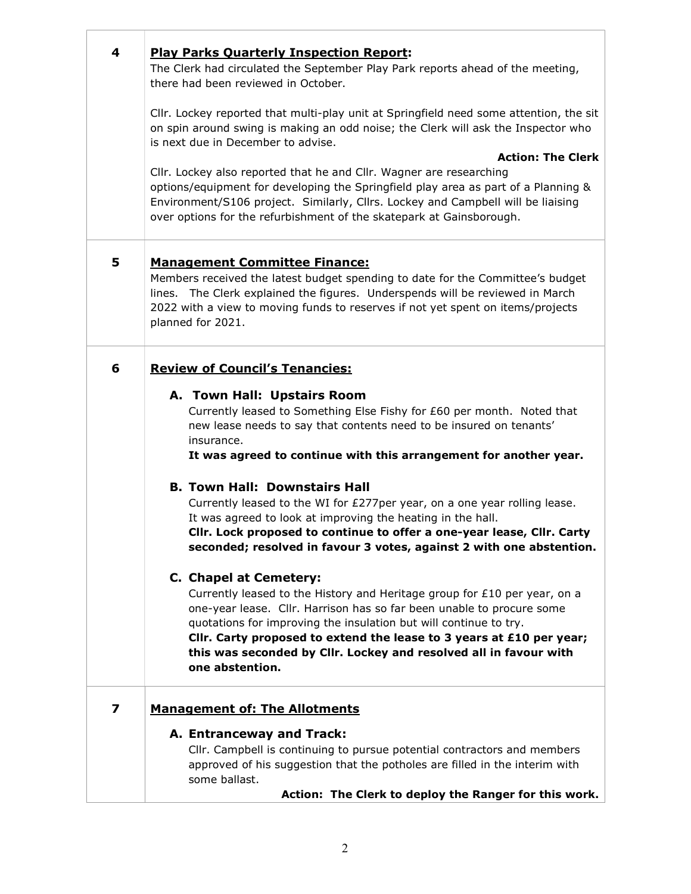| | |
|---|---|
| **4** | **Play Parks Quarterly Inspection Report:**<br>The Clerk had circulated the September Play Park reports ahead of the meeting, there had been reviewed in October.<br><br>Cllr. Lockey reported that multi-play unit at Springfield need some attention, the sit on spin around swing is making an odd noise; the Clerk will ask the Inspector who is next due in December to advise.<br>**Action: The Clerk**<br>Cllr. Lockey also reported that he and Cllr. Wagner are researching options/equipment for developing the Springfield play area as part of a Planning & Environment/S106 project. Similarly, Cllrs. Lockey and Campbell will be liaising over options for the refurbishment of the skatepark at Gainsborough. |
| **5** | **Management Committee Finance:**<br>Members received the latest budget spending to date for the Committee's budget lines. The Clerk explained the figures. Underspends will be reviewed in March 2022 with a view to moving funds to reserves if not yet spent on items/projects planned for 2021. |
| **6** | **Review of Council's Tenancies:**<br><br>**A. Town Hall: Upstairs Room**<br>Currently leased to Something Else Fishy for £60 per month. Noted that new lease needs to say that contents need to be insured on tenants' insurance.<br>**It was agreed to continue with this arrangement for another year.**<br><br>**B. Town Hall: Downstairs Hall**<br>Currently leased to the WI for £277per year, on a one year rolling lease. It was agreed to look at improving the heating in the hall.<br>**Cllr. Lock proposed to continue to offer a one-year lease, Cllr. Carty seconded; resolved in favour 3 votes, against 2 with one abstention.**<br><br>**C. Chapel at Cemetery:**<br>Currently leased to the History and Heritage group for £10 per year, on a one-year lease. Cllr. Harrison has so far been unable to procure some quotations for improving the insulation but will continue to try.<br>**Cllr. Carty proposed to extend the lease to 3 years at £10 per year; this was seconded by Cllr. Lockey and resolved all in favour with one abstention.** |
| **7** | **Management of: The Allotments**<br><br>**A. Entranceway and Track:**<br>Cllr. Campbell is continuing to pursue potential contractors and members approved of his suggestion that the potholes are filled in the interim with some ballast.<br>**Action: The Clerk to deploy the Ranger for this work.** |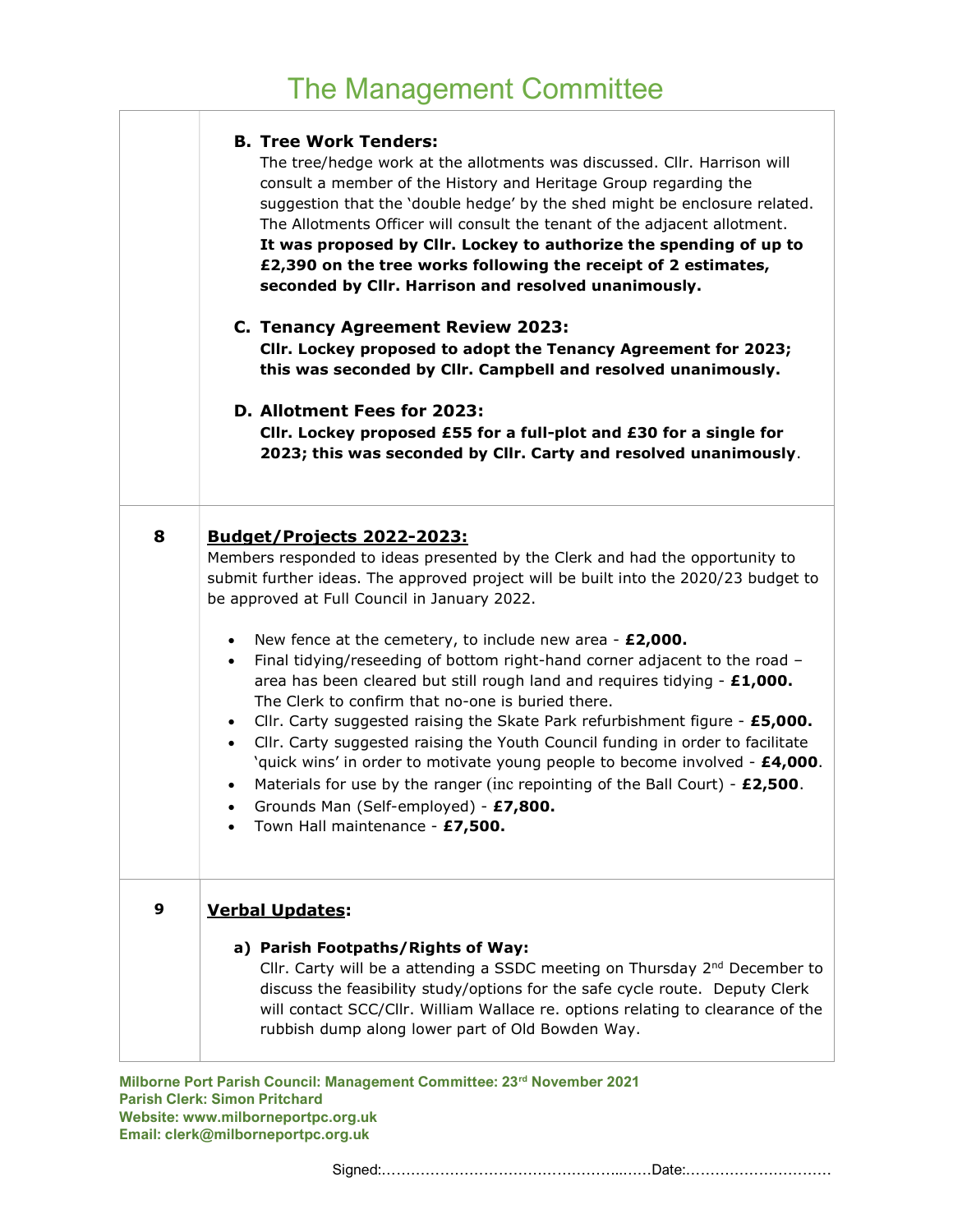# The Management Committee

| | |
|---|---|
| | **B. Tree Work Tenders:**<br>The tree/hedge work at the allotments was discussed. Cllr. Harrison will consult a member of the History and Heritage Group regarding the suggestion that the 'double hedge' by the shed might be enclosure related. The Allotments Officer will consult the tenant of the adjacent allotment.<br>**It was proposed by Cllr. Lockey to authorize the spending of up to £2,390 on the tree works following the receipt of 2 estimates, seconded by Cllr. Harrison and resolved unanimously.**<br><br>**C. Tenancy Agreement Review 2023:**<br>**Cllr. Lockey proposed to adopt the Tenancy Agreement for 2023; this was seconded by Cllr. Campbell and resolved unanimously.**<br><br>**D. Allotment Fees for 2023:**<br>**Cllr. Lockey proposed £55 for a full-plot and £30 for a single for 2023; this was seconded by Cllr. Carty and resolved unanimously**. |
| **8** | **Budget/Projects 2022-2023:**<br>Members responded to ideas presented by the Clerk and had the opportunity to submit further ideas. The approved project will be built into the 2020/23 budget to be approved at Full Council in January 2022.<br><br>• New fence at the cemetery, to include new area - **£2,000.**<br>• Final tidying/reseeding of bottom right-hand corner adjacent to the road – area has been cleared but still rough land and requires tidying - **£1,000.** The Clerk to confirm that no-one is buried there.<br>• Cllr. Carty suggested raising the Skate Park refurbishment figure - **£5,000.**<br>• Cllr. Carty suggested raising the Youth Council funding in order to facilitate 'quick wins' in order to motivate young people to become involved - **£4,000**.<br>• Materials for use by the ranger (inc repointing of the Ball Court) - **£2,500**.<br>• Grounds Man (Self-employed) - **£7,800.**<br>• Town Hall maintenance - **£7,500.** |
| **9** | **Verbal Updates:**<br><br>**a) Parish Footpaths/Rights of Way:**<br>Cllr. Carty will be a attending a SSDC meeting on Thursday 2nd December to discuss the feasibility study/options for the safe cycle route. Deputy Clerk will contact SCC/Cllr. William Wallace re. options relating to clearance of the rubbish dump along lower part of Old Bowden Way. |

**Milborne Port Parish Council: Management Committee: 23rd November 2021**
**Parish Clerk: Simon Pritchard**
**Website: www.milborneportpc.org.uk**
**Email: clerk@milborneportpc.org.uk**

Signed:…………………………………………..……Date:…………………………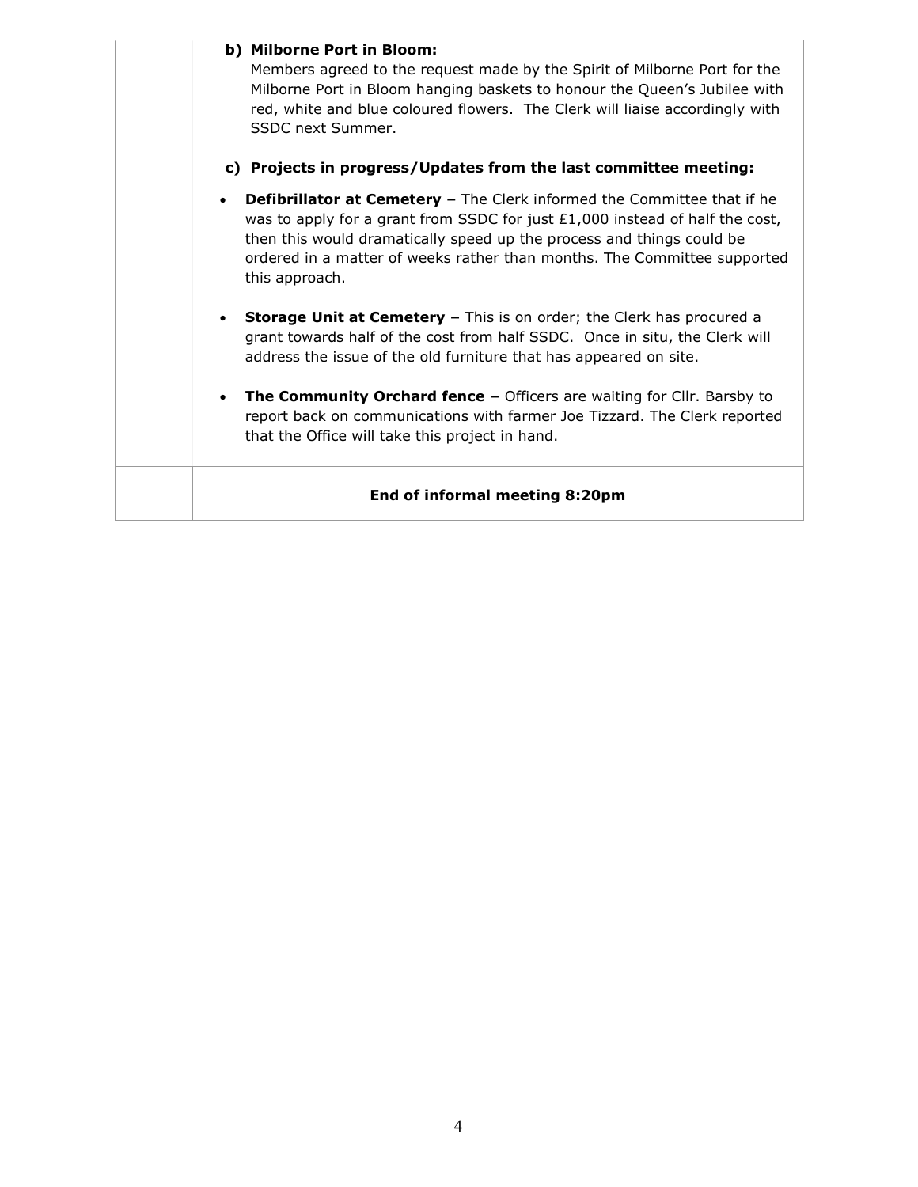| | |
|---|---|
| | **b) Milborne Port in Bloom:**<br>Members agreed to the request made by the Spirit of Milborne Port for the Milborne Port in Bloom hanging baskets to honour the Queen's Jubilee with red, white and blue coloured flowers. The Clerk will liaise accordingly with SSDC next Summer.<br><br>**c) Projects in progress/Updates from the last committee meeting:**<br><br>• **Defibrillator at Cemetery –** The Clerk informed the Committee that if he was to apply for a grant from SSDC for just £1,000 instead of half the cost, then this would dramatically speed up the process and things could be ordered in a matter of weeks rather than months. The Committee supported this approach.<br><br>• **Storage Unit at Cemetery –** This is on order; the Clerk has procured a grant towards half of the cost from half SSDC. Once in situ, the Clerk will address the issue of the old furniture that has appeared on site.<br><br>• **The Community Orchard fence –** Officers are waiting for Cllr. Barsby to report back on communications with farmer Joe Tizzard. The Clerk reported that the Office will take this project in hand. |
| | **End of informal meeting 8:20pm** |